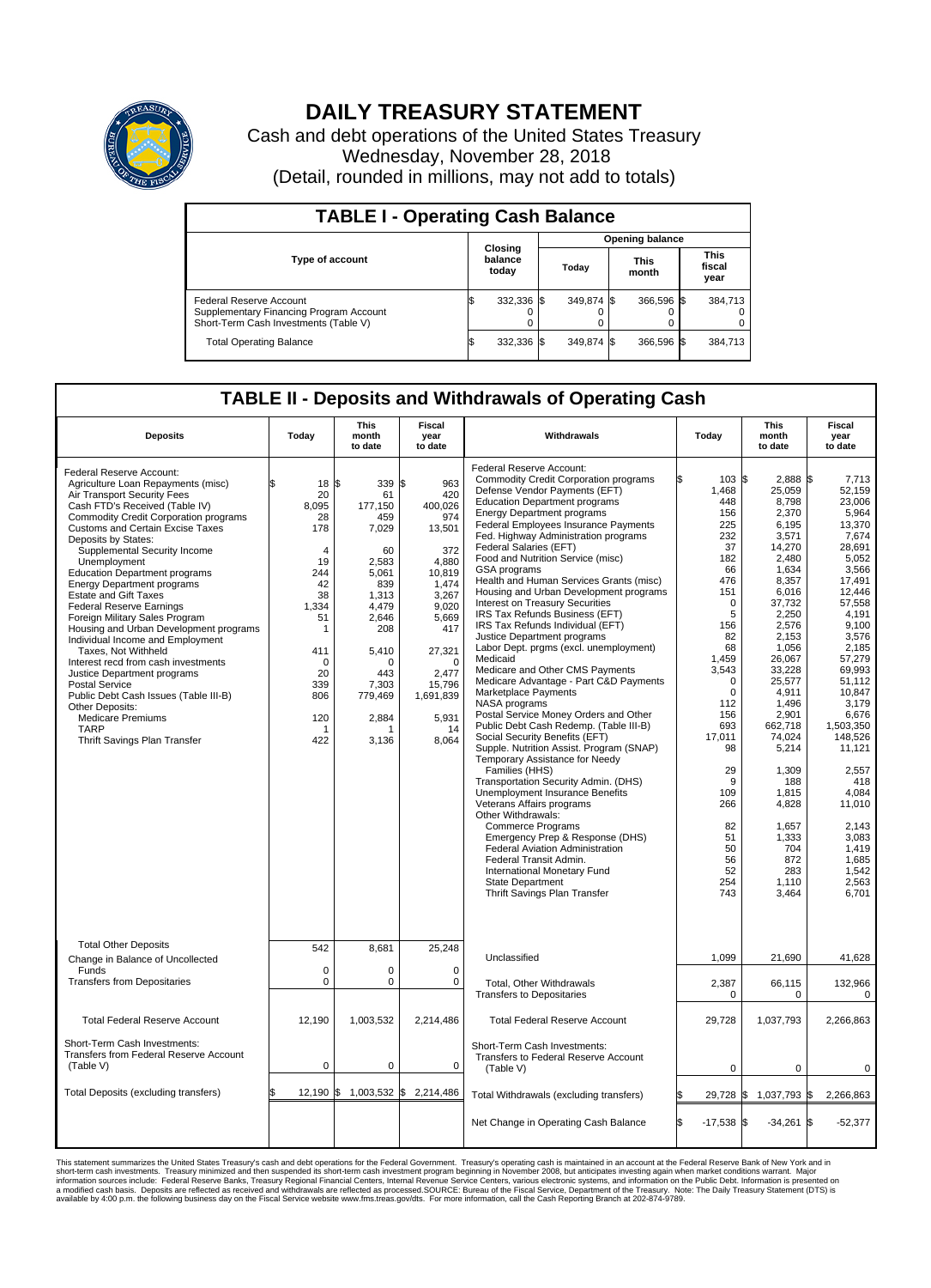# DAILY TREASURY STATEMENT

Cash and debt operations of the United States Treasury
Wednesday, November 28, 2018
(Detail, rounded in millions, may not add to totals)

## TABLE I - Operating Cash Balance

| Type of account | Closing balance today | Opening balance Today | Opening balance This month | Opening balance This fiscal year |
|---|---|---|---|---|
| Federal Reserve Account | $ 332,336 | $ 349,874 | $ 366,596 | $ 384,713 |
| Supplementary Financing Program Account | 0 | 0 | 0 | 0 |
| Short-Term Cash Investments (Table V) | 0 | 0 | 0 | 0 |
| Total Operating Balance | $ 332,336 | $ 349,874 | $ 366,596 | $ 384,713 |

## TABLE II - Deposits and Withdrawals of Operating Cash

| Deposits | Today | This month to date | Fiscal year to date |
|---|---|---|---|
| Federal Reserve Account: | | | |
| Agriculture Loan Repayments (misc) | $ 18 | $ 339 | $ 963 |
| Air Transport Security Fees | 20 | 61 | 420 |
| Cash FTD's Received (Table IV) | 8,095 | 177,150 | 400,026 |
| Commodity Credit Corporation programs | 28 | 459 | 974 |
| Customs and Certain Excise Taxes | 178 | 7,029 | 13,501 |
| Deposits by States: | | | |
| Supplemental Security Income | 4 | 60 | 372 |
| Unemployment | 19 | 2,583 | 4,880 |
| Education Department programs | 244 | 5,061 | 10,819 |
| Energy Department programs | 42 | 839 | 1,474 |
| Estate and Gift Taxes | 38 | 1,313 | 3,267 |
| Federal Reserve Earnings | 1,334 | 4,479 | 9,020 |
| Foreign Military Sales Program | 51 | 2,646 | 5,669 |
| Housing and Urban Development programs | 1 | 208 | 417 |
| Individual Income and Employment Taxes, Not Withheld | 411 | 5,410 | 27,321 |
| Interest recd from cash investments | 0 | 0 | 0 |
| Justice Department programs | 20 | 443 | 2,477 |
| Postal Service | 339 | 7,303 | 15,796 |
| Public Debt Cash Issues (Table III-B) | 806 | 779,469 | 1,691,839 |
| Other Deposits: | | | |
| Medicare Premiums | 120 | 2,884 | 5,931 |
| TARP | 1 | 1 | 14 |
| Thrift Savings Plan Transfer | 422 | 3,136 | 8,064 |
| Total Other Deposits | 542 | 8,681 | 25,248 |
| Change in Balance of Uncollected Funds | 0 | 0 | 0 |
| Transfers from Depositaries | 0 | 0 | 0 |
| Total Federal Reserve Account | 12,190 | 1,003,532 | 2,214,486 |
| Short-Term Cash Investments: Transfers from Federal Reserve Account (Table V) | 0 | 0 | 0 |
| Total Deposits (excluding transfers) | $ 12,190 | $ 1,003,532 | $ 2,214,486 |

| Withdrawals | Today | This month to date | Fiscal year to date |
|---|---|---|---|
| Federal Reserve Account: | | | |
| Commodity Credit Corporation programs | $ 103 | $ 2,888 | $ 7,713 |
| Defense Vendor Payments (EFT) | 1,468 | 25,059 | 52,159 |
| Education Department programs | 448 | 8,798 | 23,006 |
| Energy Department programs | 156 | 2,370 | 5,964 |
| Federal Employees Insurance Payments | 225 | 6,195 | 13,370 |
| Fed. Highway Administration programs | 232 | 3,571 | 7,674 |
| Federal Salaries (EFT) | 37 | 14,270 | 28,691 |
| Food and Nutrition Service (misc) | 182 | 2,480 | 5,052 |
| GSA programs | 66 | 1,634 | 3,566 |
| Health and Human Services Grants (misc) | 476 | 8,357 | 17,491 |
| Housing and Urban Development programs | 151 | 6,016 | 12,446 |
| Interest on Treasury Securities | 0 | 37,732 | 57,558 |
| IRS Tax Refunds Business (EFT) | 5 | 2,250 | 4,191 |
| IRS Tax Refunds Individual (EFT) | 156 | 2,576 | 9,100 |
| Justice Department programs | 82 | 2,153 | 3,576 |
| Labor Dept. prgms (excl. unemployment) | 68 | 1,056 | 2,185 |
| Medicaid | 1,459 | 26,067 | 57,279 |
| Medicare and Other CMS Payments | 3,543 | 33,228 | 69,993 |
| Medicare Advantage - Part C&D Payments | 0 | 25,577 | 51,112 |
| Marketplace Payments | 0 | 4,911 | 10,847 |
| NASA programs | 112 | 1,496 | 3,179 |
| Postal Service Money Orders and Other | 156 | 2,901 | 6,676 |
| Public Debt Cash Redemp. (Table III-B) | 693 | 662,718 | 1,503,350 |
| Social Security Benefits (EFT) | 17,011 | 74,024 | 148,526 |
| Supple. Nutrition Assist. Program (SNAP) | 98 | 5,214 | 11,121 |
| Temporary Assistance for Needy Families (HHS) | 29 | 1,309 | 2,557 |
| Transportation Security Admin. (DHS) | 9 | 188 | 418 |
| Unemployment Insurance Benefits | 109 | 1,815 | 4,084 |
| Veterans Affairs programs | 266 | 4,828 | 11,010 |
| Other Withdrawals: | | | |
| Commerce Programs | 82 | 1,657 | 2,143 |
| Emergency Prep & Response (DHS) | 51 | 1,333 | 3,083 |
| Federal Aviation Administration | 50 | 704 | 1,419 |
| Federal Transit Admin. | 56 | 872 | 1,685 |
| International Monetary Fund | 52 | 283 | 1,542 |
| State Department | 254 | 1,110 | 2,563 |
| Thrift Savings Plan Transfer | 743 | 3,464 | 6,701 |
| Unclassified | 1,099 | 21,690 | 41,628 |
| Total, Other Withdrawals | 2,387 | 66,115 | 132,966 |
| Transfers to Depositaries | 0 | 0 | 0 |
| Total Federal Reserve Account | 29,728 | 1,037,793 | 2,266,863 |
| Short-Term Cash Investments: Transfers to Federal Reserve Account (Table V) | 0 | 0 | 0 |
| Total Withdrawals (excluding transfers) | $ 29,728 | $ 1,037,793 | $ 2,266,863 |
| Net Change in Operating Cash Balance | $ -17,538 | $ -34,261 | $ -52,377 |

This statement summarizes the United States Treasury's cash and debt operations for the Federal Government. Treasury's operating cash is maintained in an account at the Federal Reserve Bank of New York and in short-term cash investments. Treasury minimized and then suspended its short-term cash investment program beginning in November 2008, but anticipates investing again when market conditions warrant. Major information sources include: Federal Reserve Banks, Treasury Regional Financial Centers, Internal Revenue Service Centers, various electronic systems, and information on the Public Debt. Information is presented on a modified cash basis. Deposits are reflected as received and withdrawals are reflected as processed.SOURCE: Bureau of the Fiscal Service, Department of the Treasury. Note: The Daily Treasury Statement (DTS) is available by 4:00 p.m. the following business day on the Fiscal Service website www.fms.treas.gov/dts. For more information, call the Cash Reporting Branch at 202-874-9789.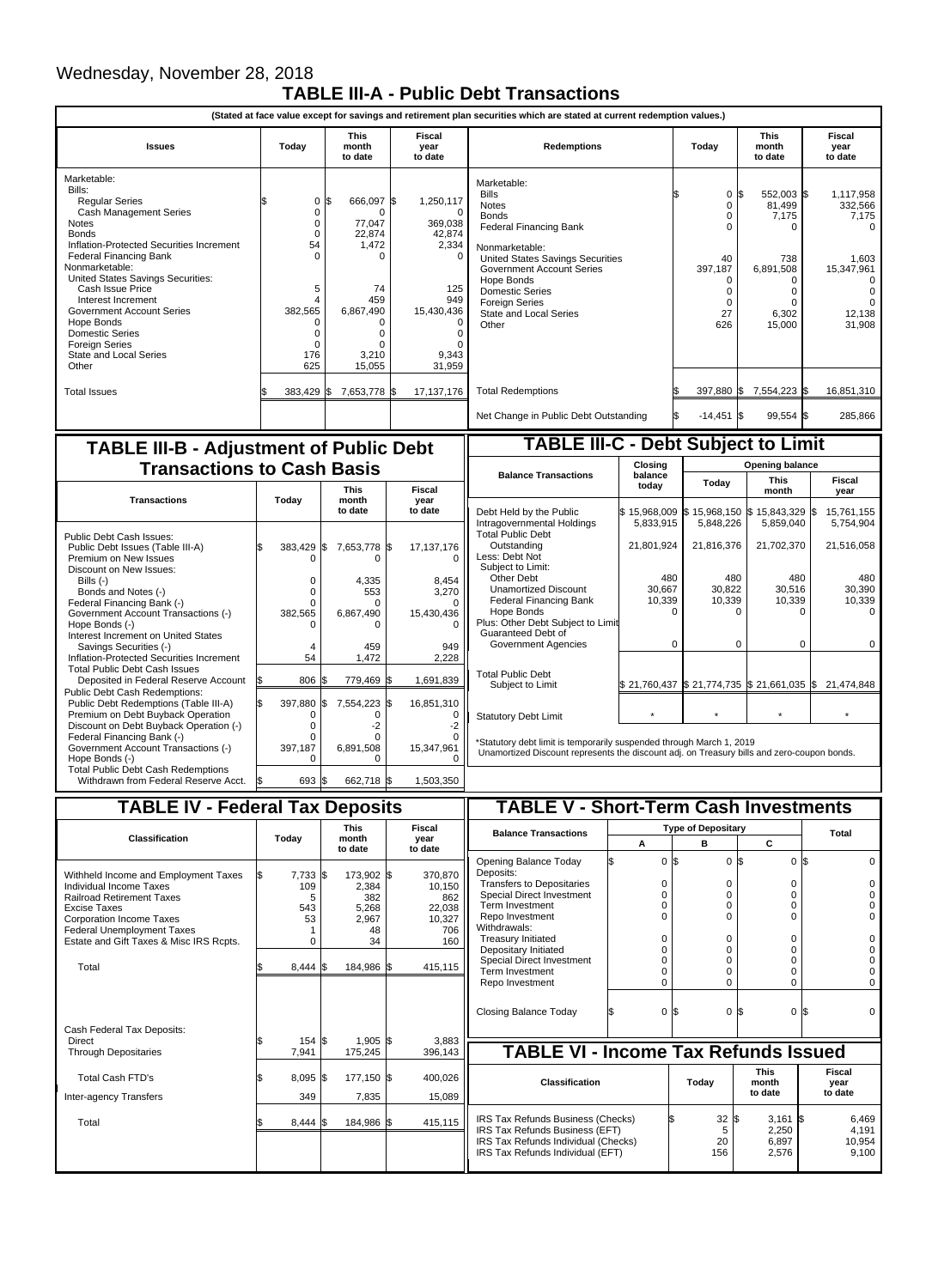Wednesday, November 28, 2018

# TABLE III-A - Public Debt Transactions

(Stated at face value except for savings and retirement plan securities which are stated at current redemption values.)

| Issues | Today | This month to date | Fiscal year to date | Redemptions | Today | This month to date | Fiscal year to date |
|---|---|---|---|---|---|---|---|
| Marketable: | | | | Marketable: | | | |
| Bills: | | | | Bills | $ 0 | $ 552,003 | $ 1,117,958 |
| Regular Series | $ 0 | $ 666,097 | $ 1,250,117 | Notes | 0 | 81,499 | 332,566 |
| Cash Management Series | 0 | 0 | 0 | Bonds | 0 | 7,175 | 7,175 |
| Notes | 0 | 77,047 | 369,038 | Federal Financing Bank | 0 | 0 | 0 |
| Bonds | 0 | 22,874 | 42,874 | Nonmarketable: | | | |
| Inflation-Protected Securities Increment | 54 | 1,472 | 2,334 | United States Savings Securities | 40 | 738 | 1,603 |
| Federal Financing Bank | 0 | 0 | 0 | Government Account Series | 397,187 | 6,891,508 | 15,347,961 |
| Nonmarketable: | | | | Hope Bonds | 0 | 0 | 0 |
| United States Savings Securities: | | | | Domestic Series | 0 | 0 | 0 |
| Cash Issue Price | 5 | 74 | 125 | Foreign Series | 0 | 0 | 0 |
| Interest Increment | 4 | 459 | 949 | State and Local Series | 27 | 6,302 | 12,138 |
| Government Account Series | 382,565 | 6,867,490 | 15,430,436 | Other | 626 | 15,000 | 31,908 |
| Hope Bonds | 0 | 0 | 0 | | | | |
| Domestic Series | 0 | 0 | 0 | | | | |
| Foreign Series | 0 | 0 | 0 | | | | |
| State and Local Series | 176 | 3,210 | 9,343 | | | | |
| Other | 625 | 15,055 | 31,959 | | | | |
| Total Issues | $ 383,429 | $ 7,653,778 | $ 17,137,176 | Total Redemptions | $ 397,880 | $ 7,554,223 | $ 16,851,310 |
| | | | | Net Change in Public Debt Outstanding | $ -14,451 | $ 99,554 | $ 285,866 |

# TABLE III-B - Adjustment of Public Debt Transactions to Cash Basis

| Transactions | Today | This month to date | Fiscal year to date |
|---|---|---|---|
| Public Debt Cash Issues: | | | |
| Public Debt Issues (Table III-A) | $ 383,429 | $ 7,653,778 | $ 17,137,176 |
| Premium on New Issues | 0 | 0 | 0 |
| Discount on New Issues: | | | |
| Bills (-) | 0 | 4,335 | 8,454 |
| Bonds and Notes (-) | 0 | 553 | 3,270 |
| Federal Financing Bank (-) | 0 | 0 | 0 |
| Government Account Transactions (-) | 382,565 | 6,867,490 | 15,430,436 |
| Hope Bonds (-) | 0 | 0 | 0 |
| Interest Increment on United States Savings Securities (-) | 4 | 459 | 949 |
| Inflation-Protected Securities Increment | 54 | 1,472 | 2,228 |
| Total Public Debt Cash Issues Deposited in Federal Reserve Account | $ 806 | $ 779,469 | $ 1,691,839 |
| Public Debt Cash Redemptions: | | | |
| Public Debt Redemptions (Table III-A) | $ 397,880 | $ 7,554,223 | $ 16,851,310 |
| Premium on Debt Buyback Operation | 0 | 0 | 0 |
| Discount on Debt Buyback Operation (-) | 0 | -2 | -2 |
| Federal Financing Bank (-) | 0 | 0 | 0 |
| Government Account Transactions (-) | 397,187 | 6,891,508 | 15,347,961 |
| Hope Bonds (-) | 0 | 0 | 0 |
| Total Public Debt Cash Redemptions Withdrawn from Federal Reserve Acct. | $ 693 | $ 662,718 | $ 1,503,350 |

# TABLE III-C - Debt Subject to Limit

| Balance Transactions | Closing balance today | Opening balance Today | Opening balance This month | Opening balance Fiscal year |
|---|---|---|---|---|
| Debt Held by the Public | $ 15,968,009 | $ 15,968,150 | $ 15,843,329 | $ 15,761,155 |
| Intragovernmental Holdings | 5,833,915 | 5,848,226 | 5,859,040 | 5,754,904 |
| Total Public Debt Outstanding | 21,801,924 | 21,816,376 | 21,702,370 | 21,516,058 |
| Less: Debt Not Subject to Limit: | | | | |
| Other Debt | 480 | 480 | 480 | 480 |
| Unamortized Discount | 30,667 | 30,822 | 30,516 | 30,390 |
| Federal Financing Bank | 10,339 | 10,339 | 10,339 | 10,339 |
| Hope Bonds | 0 | 0 | 0 | 0 |
| Plus: Other Debt Subject to Limit | | | | |
| Guaranteed Debt of Government Agencies | 0 | 0 | 0 | 0 |
| Total Public Debt Subject to Limit | $ 21,760,437 | $ 21,774,735 | $ 21,661,035 | $ 21,474,848 |
| Statutory Debt Limit | * | * | * | * |

*Statutory debt limit is temporarily suspended through March 1, 2019

Unamortized Discount represents the discount adj. on Treasury bills and zero-coupon bonds.

# TABLE IV - Federal Tax Deposits

| Classification | Today | This month to date | Fiscal year to date |
|---|---|---|---|
| Withheld Income and Employment Taxes | $ 7,733 | $ 173,902 | $ 370,870 |
| Individual Income Taxes | 109 | 2,384 | 10,150 |
| Railroad Retirement Taxes | 5 | 382 | 862 |
| Excise Taxes | 543 | 5,268 | 22,038 |
| Corporation Income Taxes | 53 | 2,967 | 10,327 |
| Federal Unemployment Taxes | 1 | 48 | 706 |
| Estate and Gift Taxes & Misc IRS Rcpts. | 0 | 34 | 160 |
| Total | $ 8,444 | $ 184,986 | $ 415,115 |
| Cash Federal Tax Deposits: | | | |
| Direct | $ 154 | $ 1,905 | $ 3,883 |
| Through Depositaries | 7,941 | 175,245 | 396,143 |
| Total Cash FTD's | $ 8,095 | $ 177,150 | $ 400,026 |
| Inter-agency Transfers | 349 | 7,835 | 15,089 |
| Total | $ 8,444 | $ 184,986 | $ 415,115 |

# TABLE V - Short-Term Cash Investments

| Balance Transactions | Type of Depositary A | Type of Depositary B | Type of Depositary C | Total |
|---|---|---|---|---|
| Opening Balance Today | $ 0 | $ 0 | $ 0 | $ 0 |
| Deposits: | | | | |
| Transfers to Depositaries | 0 | 0 | 0 | 0 |
| Special Direct Investment | 0 | 0 | 0 | 0 |
| Term Investment | 0 | 0 | 0 | 0 |
| Repo Investment | 0 | 0 | 0 | 0 |
| Withdrawals: | | | | |
| Treasury Initiated | 0 | 0 | 0 | 0 |
| Depositary Initiated | 0 | 0 | 0 | 0 |
| Special Direct Investment | 0 | 0 | 0 | 0 |
| Term Investment | 0 | 0 | 0 | 0 |
| Repo Investment | 0 | 0 | 0 | 0 |
| Closing Balance Today | $ 0 | $ 0 | $ 0 | $ 0 |

# TABLE VI - Income Tax Refunds Issued

| Classification | Today | This month to date | Fiscal year to date |
|---|---|---|---|
| IRS Tax Refunds Business (Checks) | $ 32 | $ 3,161 | $ 6,469 |
| IRS Tax Refunds Business (EFT) | 5 | 2,250 | 4,191 |
| IRS Tax Refunds Individual (Checks) | 20 | 6,897 | 10,954 |
| IRS Tax Refunds Individual (EFT) | 156 | 2,576 | 9,100 |